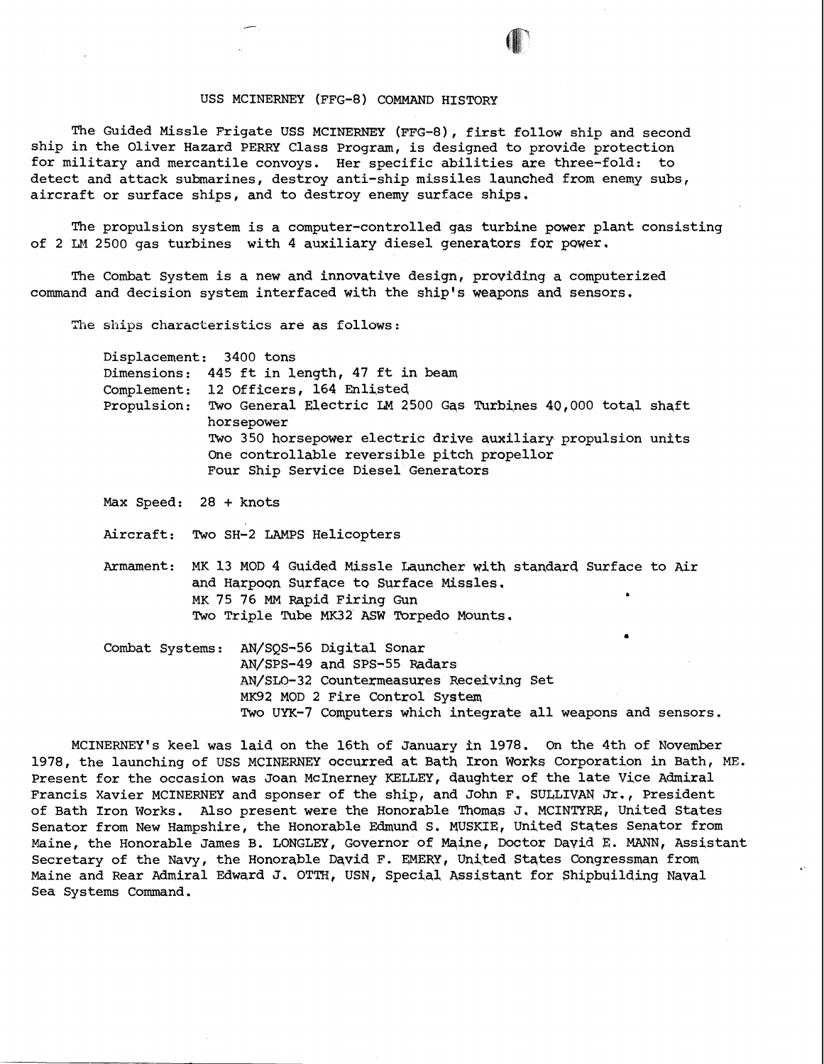# USS MCINERNEY (FFG-8) COMMAND HISTORY

The Guided Missle Frigate USS MCINERNEY (FFG-8), first follow ship and second ship in the Oliver Hazard PERRY Class Program, is designed to provide protection for military and mercantile convoys. Her specific abilities are three-fold: to detect and attack submarines, destroy anti-ship missiles launched from enemy subs, aircraft or surface ships, and to destroy enemy surface ships.

The propulsion system is a computer-controlled gas turbine power plant consisting of 2 LM 2500 gas turbines with 4 auxiliary diesel generators for power.

The Combat System is a new and innovative design, providing a computerized command and decision system interfaced with the ship's weapons and sensors.

The ships characteristics are as follows:

Displacement: 3400 tons
Dimensions: 445 ft in length, 47 ft in beam
Complement: 12 Officers, 164 Enlisted
Propulsion: Two General Electric LM 2500 Gas Turbines 40,000 total shaft horsepower
Two 350 horsepower electric drive auxiliary propulsion units
One controllable reversible pitch propellor
Four Ship Service Diesel Generators

Max Speed: 28 + knots

Aircraft: Two SH-2 LAMPS Helicopters

Armament: MK 13 MOD 4 Guided Missle Launcher with standard Surface to Air and Harpoon Surface to Surface Missles.
MK 75 76 MM Rapid Firing Gun
Two Triple Tube MK32 ASW Torpedo Mounts.

Combat Systems: AN/SQS-56 Digital Sonar
AN/SPS-49 and SPS-55 Radars
AN/SLO-32 Countermeasures Receiving Set
MK92 MOD 2 Fire Control System
Two UYK-7 Computers which integrate all weapons and sensors.

MCINERNEY's keel was laid on the 16th of January in 1978. On the 4th of November 1978, the launching of USS MCINERNEY occurred at Bath Iron Works Corporation in Bath, ME. Present for the occasion was Joan McInerney KELLEY, daughter of the late Vice Admiral Francis Xavier MCINERNEY and sponser of the ship, and John F. SULLIVAN Jr., President of Bath Iron Works. Also present were the Honorable Thomas J. MCINTYRE, United States Senator from New Hampshire, the Honorable Edmund S. MUSKIE, United States Senator from Maine, the Honorable James B. LONGLEY, Governor of Maine, Doctor David E. MANN, Assistant Secretary of the Navy, the Honorable David F. EMERY, United States Congressman from Maine and Rear Admiral Edward J. OTTH, USN, Special Assistant for Shipbuilding Naval Sea Systems Command.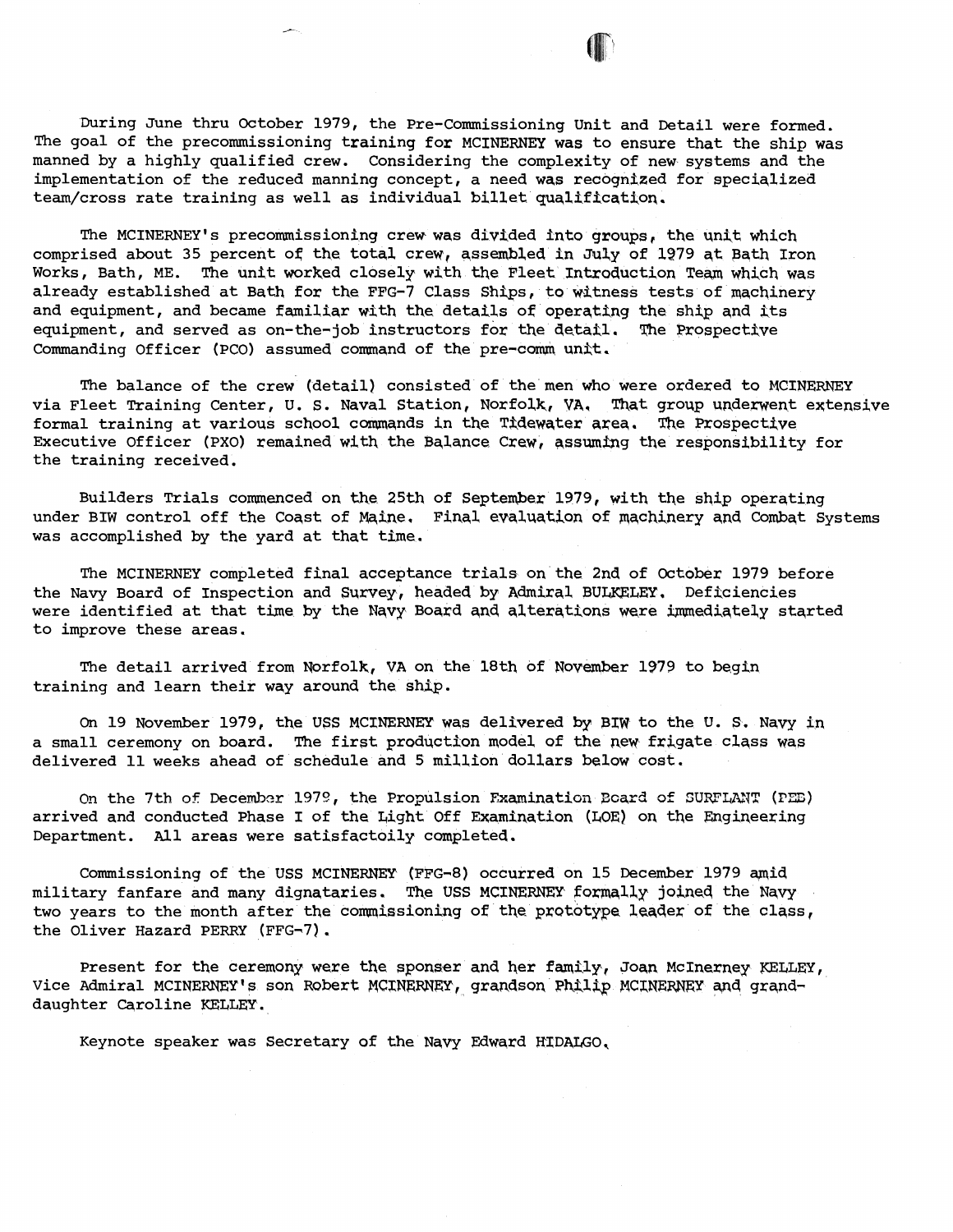During June thru October 1979, the Pre-Commissioning Unit and Detail were formed. The goal of the precommissioning training for MCINERNEY was to ensure that the ship was manned by a highly qualified crew. Considering the complexity of new systems and the implementation of the reduced manning concept, a need was recognized for specialized team/cross rate training as well as individual billet qualification.

The MCINERNEY's precommissioning crew was divided into groups, the unit which comprised about 35 percent of the total crew, assembled in July of 1979 at Bath Iron Works, Bath, ME. The unit worked closely with the Fleet Introduction Team which was already established at Bath for the FFG-7 Class Ships, to witness tests of machinery and equipment, and became familiar with the details of operating the ship and its equipment, and served as on-the-job instructors for the detail. The Prospective Commanding Officer (PCO) assumed command of the pre-comm unit.

The balance of the crew (detail) consisted of the men who were ordered to MCINERNEY via Fleet Training Center, U. S. Naval Station, Norfolk, VA. That group underwent extensive formal training at various school commands in the Tidewater area. The Prospective Executive Officer (PXO) remained with the Balance Crew, assuming the responsibility for the training received.

Builders Trials commenced on the 25th of September 1979, with the ship operating under BIW control off the Coast of Maine. Final evaluation of machinery and Combat Systems was accomplished by the yard at that time.

The MCINERNEY completed final acceptance trials on the 2nd of October 1979 before the Navy Board of Inspection and Survey, headed by Admiral BULKELEY. Deficiencies were identified at that time by the Navy Board and alterations were immediately started to improve these areas.

The detail arrived from Norfolk, VA on the 18th of November 1979 to begin training and learn their way around the ship.

On 19 November 1979, the USS MCINERNEY was delivered by BIW to the U. S. Navy in a small ceremony on board. The first production model of the new frigate class was delivered 11 weeks ahead of schedule and 5 million dollars below cost.

On the 7th of December 1979, the Propulsion Examination Board of SURFLANT (PEB) arrived and conducted Phase I of the Light Off Examination (LOE) on the Engineering Department. All areas were satisfactoily completed.

Commissioning of the USS MCINERNEY (FFG-8) occurred on 15 December 1979 amid military fanfare and many dignataries. The USS MCINERNEY formally joined the Navy two years to the month after the commissioning of the prototype leader of the class, the Oliver Hazard PERRY (FFG-7).

Present for the ceremony were the sponser and her family, Joan McInerney KELLEY, Vice Admiral MCINERNEY's son Robert MCINERNEY, grandson Philip MCINERNEY and granddaughter Caroline KELLEY.

Keynote speaker was Secretary of the Navy Edward HIDALGO.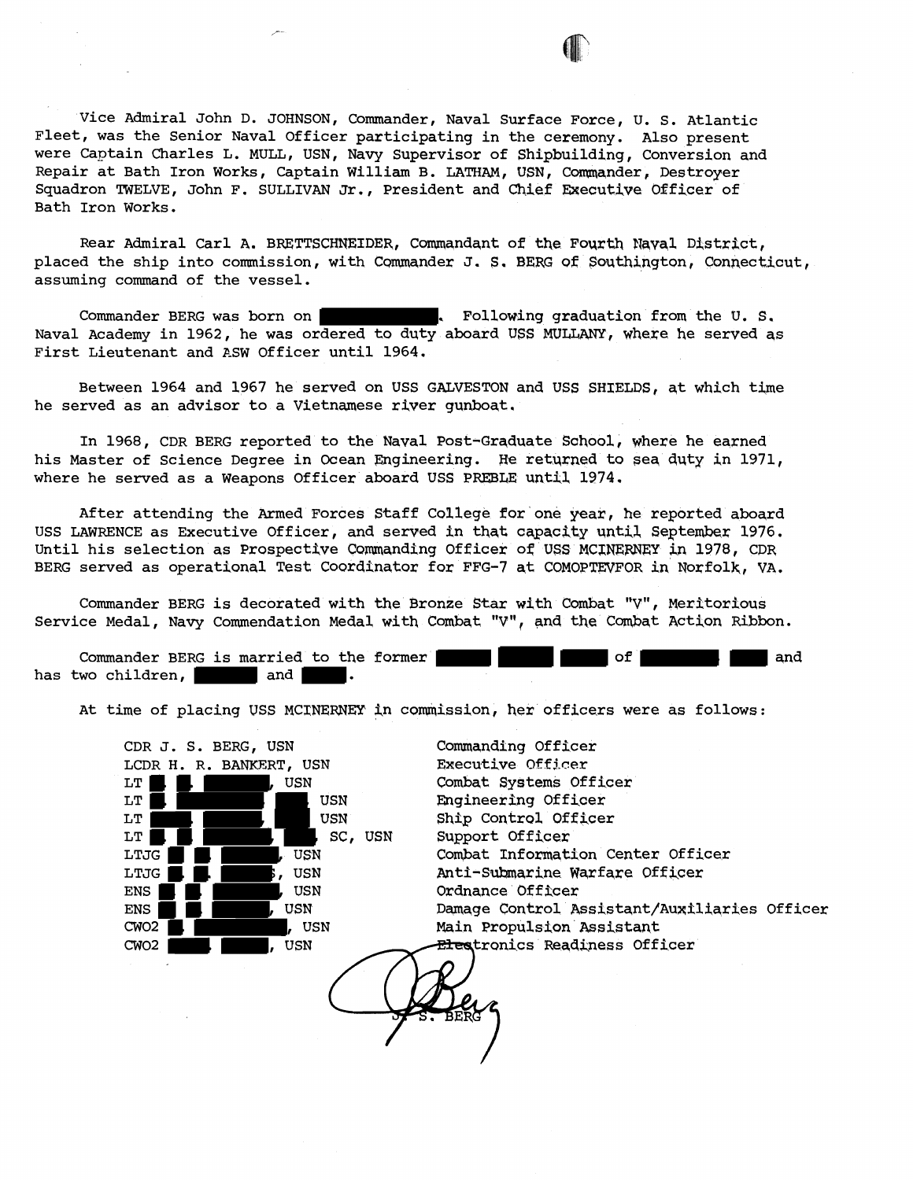Vice Admiral John D. JOHNSON, Commander, Naval Surface Force, U. S. Atlantic Fleet, was the Senior Naval Officer participating in the ceremony. Also present were Captain Charles L. MULL, USN, Navy Supervisor of Shipbuilding, Conversion and Repair at Bath Iron Works, Captain William B. LATHAM, USN, Commander, Destroyer Squadron TWELVE, John F. SULLIVAN Jr., President and Chief Executive Officer of Bath Iron Works.

Rear Admiral Carl A. BRETTSCHNEIDER, Commandant of the Fourth Naval District, placed the ship into commission, with Commander J. S. BERG of Southington, Connecticut, assuming command of the vessel.

Commander BERG was born on ███████. Following graduation from the U. S. Naval Academy in 1962, he was ordered to duty aboard USS MULLANY, where he served as First Lieutenant and ASW Officer until 1964.

Between 1964 and 1967 he served on USS GALVESTON and USS SHIELDS, at which time he served as an advisor to a Vietnamese river gunboat.

In 1968, CDR BERG reported to the Naval Post-Graduate School, where he earned his Master of Science Degree in Ocean Engineering. He returned to sea duty in 1971, where he served as a Weapons Officer aboard USS PREBLE until 1974.

After attending the Armed Forces Staff College for one year, he reported aboard USS LAWRENCE as Executive Officer, and served in that capacity until September 1976. Until his selection as Prospective Commanding Officer of USS MCINERNEY in 1978, CDR BERG served as operational Test Coordinator for FFG-7 at COMOPTEVFOR in Norfolk, VA.

Commander BERG is decorated with the Bronze Star with Combat "V", Meritorious Service Medal, Navy Commendation Medal with Combat "V", and the Combat Action Ribbon.

Commander BERG is married to the former ███ ███ ███ of ███ ███ and has two children, ███ and ███.

At time of placing USS MCINERNEY in commission, her officers were as follows:

| | |
|---|---|
| CDR J. S. BERG, USN | Commanding Officer |
| LCDR H. R. BANKERT, USN | Executive Officer |
| LT ███, USN | Combat Systems Officer |
| LT ███ USN | Engineering Officer |
| LT ███ USN | Ship Control Officer |
| LT ███ SC, USN | Support Officer |
| LTJG ███, USN | Combat Information Center Officer |
| LTJG ███, USN | Anti-Submarine Warfare Officer |
| ENS ███, USN | Ordnance Officer |
| ENS ███, USN | Damage Control Assistant/Auxiliaries Officer |
| CWO2 ███, USN | Main Propulsion Assistant |
| CWO2 ███, USN | Electronics Readiness Officer |

J. S. BERG